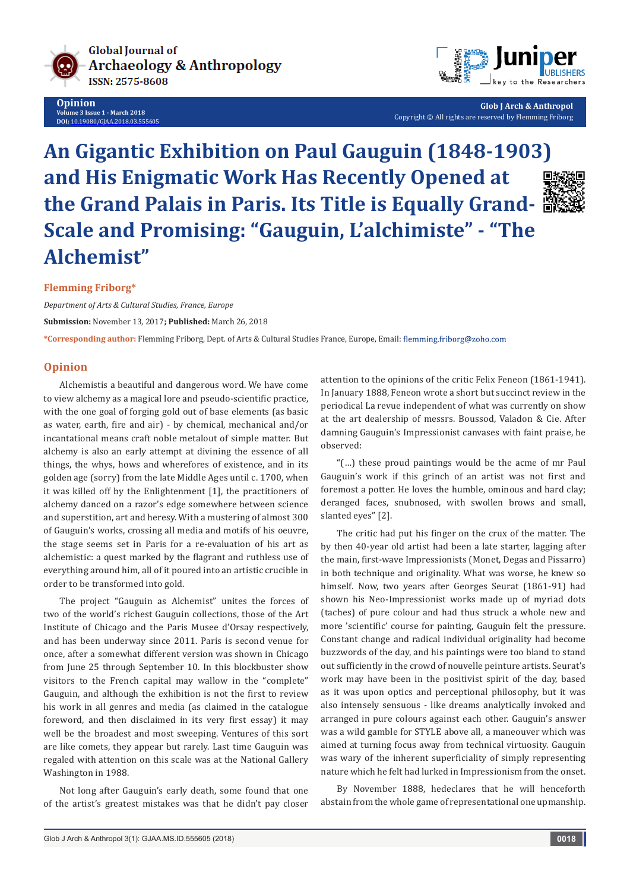# An Gigantic Exhibition on Paul Gauguin (1848-1903) and His Enigmatic Work Has Recently Opened at the Grand Palais in Paris. Its Title is Equally Grand-Scale and Promising: "Gauguin, L'alchimiste" - "The Alchemist"

**Flemming Friborg***

*Department of Arts & Cultural Studies, France, Europe*

**Submission:** November 13, 2017; **Published:** March 26, 2018

***Corresponding author:** Flemming Friborg, Dept. of Arts & Cultural Studies France, Europe, Email: flemming.friborg@zoho.com

## Opinion

Alchemistis a beautiful and dangerous word. We have come to view alchemy as a magical lore and pseudo-scientific practice, with the one goal of forging gold out of base elements (as basic as water, earth, fire and air) - by chemical, mechanical and/or incantational means craft noble metalout of simple matter. But alchemy is also an early attempt at divining the essence of all things, the whys, hows and wherefores of existence, and in its golden age (sorry) from the late Middle Ages until c. 1700, when it was killed off by the Enlightenment [1], the practitioners of alchemy danced on a razor's edge somewhere between science and superstition, art and heresy. With a mustering of almost 300 of Gauguin's works, crossing all media and motifs of his oeuvre, the stage seems set in Paris for a re-evaluation of his art as alchemistic: a quest marked by the flagrant and ruthless use of everything around him, all of it poured into an artistic crucible in order to be transformed into gold.

The project "Gauguin as Alchemist" unites the forces of two of the world's richest Gauguin collections, those of the Art Institute of Chicago and the Paris Musee d'Orsay respectively, and has been underway since 2011. Paris is second venue for once, after a somewhat different version was shown in Chicago from June 25 through September 10. In this blockbuster show visitors to the French capital may wallow in the "complete" Gauguin, and although the exhibition is not the first to review his work in all genres and media (as claimed in the catalogue foreword, and then disclaimed in its very first essay) it may well be the broadest and most sweeping. Ventures of this sort are like comets, they appear but rarely. Last time Gauguin was regaled with attention on this scale was at the National Gallery Washington in 1988.

Not long after Gauguin's early death, some found that one of the artist's greatest mistakes was that he didn't pay closer attention to the opinions of the critic Felix Feneon (1861-1941). In January 1888, Feneon wrote a short but succinct review in the periodical La revue independent of what was currently on show at the art dealership of messrs. Boussod, Valadon & Cie. After damning Gauguin's Impressionist canvases with faint praise, he observed:

"(…) these proud paintings would be the acme of mr Paul Gauguin's work if this grinch of an artist was not first and foremost a potter. He loves the humble, ominous and hard clay; deranged faces, snubnosed, with swollen brows and small, slanted eyes" [2].

The critic had put his finger on the crux of the matter. The by then 40-year old artist had been a late starter, lagging after the main, first-wave Impressionists (Monet, Degas and Pissarro) in both technique and originality. What was worse, he knew so himself. Now, two years after Georges Seurat (1861-91) had shown his Neo-Impressionist works made up of myriad dots (taches) of pure colour and had thus struck a whole new and more 'scientific' course for painting, Gauguin felt the pressure. Constant change and radical individual originality had become buzzwords of the day, and his paintings were too bland to stand out sufficiently in the crowd of nouvelle peinture artists. Seurat's work may have been in the positivist spirit of the day, based as it was upon optics and perceptional philosophy, but it was also intensely sensuous - like dreams analytically invoked and arranged in pure colours against each other. Gauguin's answer was a wild gamble for STYLE above all, a maneouver which was aimed at turning focus away from technical virtuosity. Gauguin was wary of the inherent superficiality of simply representing nature which he felt had lurked in Impressionism from the onset.

By November 1888, hedeclares that he will henceforth abstain from the whole game of representational one upmanship.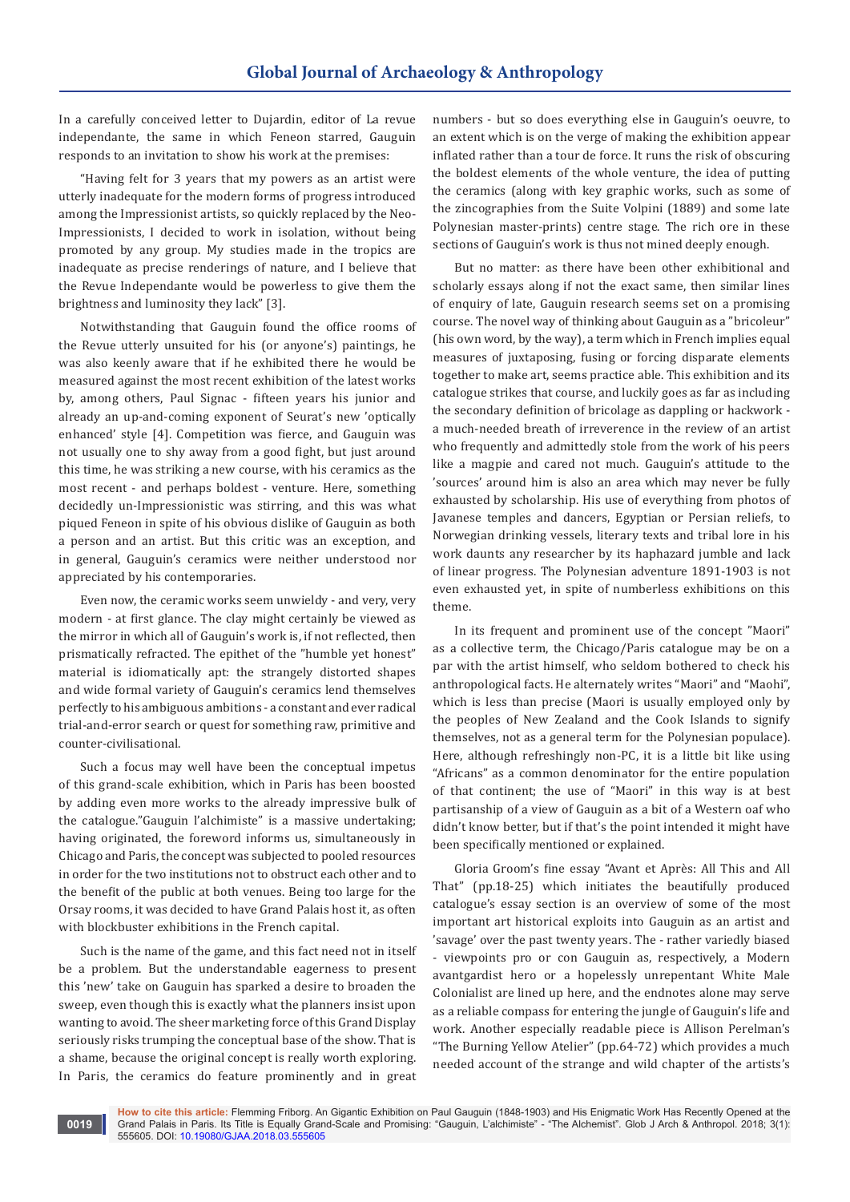In a carefully conceived letter to Dujardin, editor of La revue independante, the same in which Feneon starred, Gauguin responds to an invitation to show his work at the premises:

"Having felt for 3 years that my powers as an artist were utterly inadequate for the modern forms of progress introduced among the Impressionist artists, so quickly replaced by the Neo-Impressionists, I decided to work in isolation, without being promoted by any group. My studies made in the tropics are inadequate as precise renderings of nature, and I believe that the Revue Independante would be powerless to give them the brightness and luminosity they lack" [3].

Notwithstanding that Gauguin found the office rooms of the Revue utterly unsuited for his (or anyone's) paintings, he was also keenly aware that if he exhibited there he would be measured against the most recent exhibition of the latest works by, among others, Paul Signac - fifteen years his junior and already an up-and-coming exponent of Seurat's new 'optically enhanced' style [4]. Competition was fierce, and Gauguin was not usually one to shy away from a good fight, but just around this time, he was striking a new course, with his ceramics as the most recent - and perhaps boldest - venture. Here, something decidedly un-Impressionistic was stirring, and this was what piqued Feneon in spite of his obvious dislike of Gauguin as both a person and an artist. But this critic was an exception, and in general, Gauguin's ceramics were neither understood nor appreciated by his contemporaries.

Even now, the ceramic works seem unwieldy - and very, very modern - at first glance. The clay might certainly be viewed as the mirror in which all of Gauguin's work is, if not reflected, then prismatically refracted. The epithet of the "humble yet honest" material is idiomatically apt: the strangely distorted shapes and wide formal variety of Gauguin's ceramics lend themselves perfectly to his ambiguous ambitions - a constant and ever radical trial-and-error search or quest for something raw, primitive and counter-civilisational.

Such a focus may well have been the conceptual impetus of this grand-scale exhibition, which in Paris has been boosted by adding even more works to the already impressive bulk of the catalogue."Gauguin l'alchimiste" is a massive undertaking; having originated, the foreword informs us, simultaneously in Chicago and Paris, the concept was subjected to pooled resources in order for the two institutions not to obstruct each other and to the benefit of the public at both venues. Being too large for the Orsay rooms, it was decided to have Grand Palais host it, as often with blockbuster exhibitions in the French capital.

Such is the name of the game, and this fact need not in itself be a problem. But the understandable eagerness to present this 'new' take on Gauguin has sparked a desire to broaden the sweep, even though this is exactly what the planners insist upon wanting to avoid. The sheer marketing force of this Grand Display seriously risks trumping the conceptual base of the show. That is a shame, because the original concept is really worth exploring. In Paris, the ceramics do feature prominently and in great numbers - but so does everything else in Gauguin's oeuvre, to an extent which is on the verge of making the exhibition appear inflated rather than a tour de force. It runs the risk of obscuring the boldest elements of the whole venture, the idea of putting the ceramics (along with key graphic works, such as some of the zincographies from the Suite Volpini (1889) and some late Polynesian master-prints) centre stage. The rich ore in these sections of Gauguin's work is thus not mined deeply enough.

But no matter: as there have been other exhibitional and scholarly essays along if not the exact same, then similar lines of enquiry of late, Gauguin research seems set on a promising course. The novel way of thinking about Gauguin as a "bricoleur" (his own word, by the way), a term which in French implies equal measures of juxtaposing, fusing or forcing disparate elements together to make art, seems practice able. This exhibition and its catalogue strikes that course, and luckily goes as far as including the secondary definition of bricolage as dappling or hackwork - a much-needed breath of irreverence in the review of an artist who frequently and admittedly stole from the work of his peers like a magpie and cared not much. Gauguin's attitude to the 'sources' around him is also an area which may never be fully exhausted by scholarship. His use of everything from photos of Javanese temples and dancers, Egyptian or Persian reliefs, to Norwegian drinking vessels, literary texts and tribal lore in his work daunts any researcher by its haphazard jumble and lack of linear progress. The Polynesian adventure 1891-1903 is not even exhausted yet, in spite of numberless exhibitions on this theme.

In its frequent and prominent use of the concept "Maori" as a collective term, the Chicago/Paris catalogue may be on a par with the artist himself, who seldom bothered to check his anthropological facts. He alternately writes "Maori" and "Maohi", which is less than precise (Maori is usually employed only by the peoples of New Zealand and the Cook Islands to signify themselves, not as a general term for the Polynesian populace). Here, although refreshingly non-PC, it is a little bit like using "Africans" as a common denominator for the entire population of that continent; the use of "Maori" in this way is at best partisanship of a view of Gauguin as a bit of a Western oaf who didn't know better, but if that's the point intended it might have been specifically mentioned or explained.

Gloria Groom's fine essay "Avant et Après: All This and All That" (pp.18-25) which initiates the beautifully produced catalogue's essay section is an overview of some of the most important art historical exploits into Gauguin as an artist and 'savage' over the past twenty years. The - rather variedly biased - viewpoints pro or con Gauguin as, respectively, a Modern avantgardist hero or a hopelessly unrepentant White Male Colonialist are lined up here, and the endnotes alone may serve as a reliable compass for entering the jungle of Gauguin's life and work. Another especially readable piece is Allison Perelman's "The Burning Yellow Atelier" (pp.64-72) which provides a much needed account of the strange and wild chapter of the artists's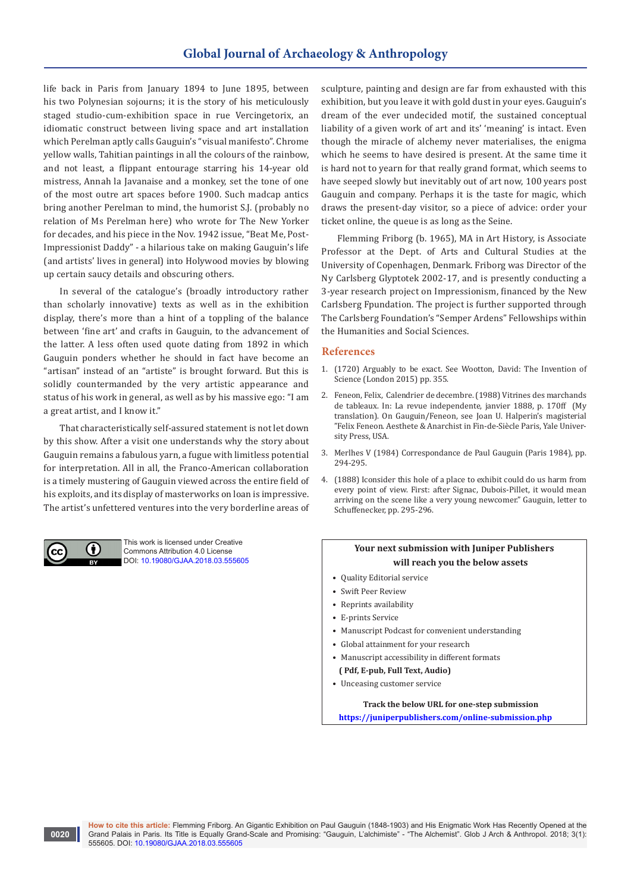life back in Paris from January 1894 to June 1895, between his two Polynesian sojourns; it is the story of his meticulously staged studio-cum-exhibition space in rue Vercingetorix, an idiomatic construct between living space and art installation which Perelman aptly calls Gauguin's "visual manifesto". Chrome yellow walls, Tahitian paintings in all the colours of the rainbow, and not least, a flippant entourage starring his 14-year old mistress, Annah la Javanaise and a monkey, set the tone of one of the most outre art spaces before 1900. Such madcap antics bring another Perelman to mind, the humorist S.J. (probably no relation of Ms Perelman here) who wrote for The New Yorker for decades, and his piece in the Nov. 1942 issue, "Beat Me, Post-Impressionist Daddy" - a hilarious take on making Gauguin's life (and artists' lives in general) into Holywood movies by blowing up certain saucy details and obscuring others.

In several of the catalogue's (broadly introductory rather than scholarly innovative) texts as well as in the exhibition display, there's more than a hint of a toppling of the balance between 'fine art' and crafts in Gauguin, to the advancement of the latter. A less often used quote dating from 1892 in which Gauguin ponders whether he should in fact have become an "artisan" instead of an "artiste" is brought forward. But this is solidly countermanded by the very artistic appearance and status of his work in general, as well as by his massive ego: "I am a great artist, and I know it."

That characteristically self-assured statement is not let down by this show. After a visit one understands why the story about Gauguin remains a fabulous yarn, a fugue with limitless potential for interpretation. All in all, the Franco-American collaboration is a timely mustering of Gauguin viewed across the entire field of his exploits, and its display of masterworks on loan is impressive. The artist's unfettered ventures into the very borderline areas of sculpture, painting and design are far from exhausted with this exhibition, but you leave it with gold dust in your eyes. Gauguin's dream of the ever undecided motif, the sustained conceptual liability of a given work of art and its' 'meaning' is intact. Even though the miracle of alchemy never materialises, the enigma which he seems to have desired is present. At the same time it is hard not to yearn for that really grand format, which seems to have seeped slowly but inevitably out of art now, 100 years post Gauguin and company. Perhaps it is the taste for magic, which draws the present-day visitor, so a piece of advice: order your ticket online, the queue is as long as the Seine.

Flemming Friborg (b. 1965), MA in Art History, is Associate Professor at the Dept. of Arts and Cultural Studies at the University of Copenhagen, Denmark. Friborg was Director of the Ny Carlsberg Glyptotek 2002-17, and is presently conducting a 3-year research project on Impressionism, financed by the New Carlsberg Fpundation. The project is further supported through The Carlsberg Foundation's "Semper Ardens" Fellowships within the Humanities and Social Sciences.

## References

1. (1720) Arguably to be exact. See Wootton, David: The Invention of Science (London 2015) pp. 355.
2. Feneon, Felix, Calendrier de decembre. (1988) Vitrines des marchands de tableaux. In: La revue independente, janvier 1888, p. 170ff (My translation). On Gauguin/Feneon, see Joan U. Halperin's magisterial "Felix Feneon. Aesthete & Anarchist in Fin-de-Siècle Paris, Yale University Press, USA.
3. Merlhes V (1984) Correspondance de Paul Gauguin (Paris 1984), pp. 294-295.
4. (1888) Iconsider this hole of a place to exhibit could do us harm from every point of view. First: after Signac, Dubois-Pillet, it would mean arriving on the scene like a very young newcomer." Gauguin, letter to Schuffenecker, pp. 295-296.

This work is licensed under Creative Commons Attribution 4.0 License
DOI: 10.19080/GJAA.2018.03.555605

**Your next submission with Juniper Publishers will reach you the below assets**

- Quality Editorial service
- Swift Peer Review
- Reprints availability
- E-prints Service
- Manuscript Podcast for convenient understanding
- Global attainment for your research
- Manuscript accessibility in different formats
  **( Pdf, E-pub, Full Text, Audio)**
- Unceasing customer service

**Track the below URL for one-step submission**
**https://juniperpublishers.com/online-submission.php**

**How to cite this article:** Flemming Friborg. An Gigantic Exhibition on Paul Gauguin (1848-1903) and His Enigmatic Work Has Recently Opened at the Grand Palais in Paris. Its Title is Equally Grand-Scale and Promising: "Gauguin, L'alchimiste" - "The Alchemist". Glob J Arch & Anthropol. 2018; 3(1): 555605. DOI: 10.19080/GJAA.2018.03.555605